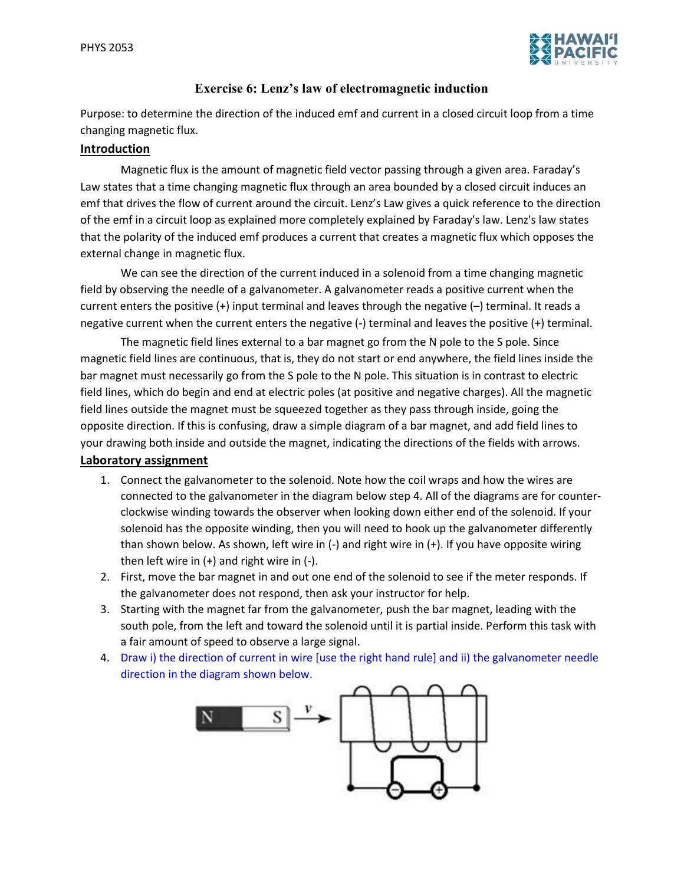# Exercise 6: Lenz's law of electromagnetic induction

Purpose: to determine the direction of the induced emf and current in a closed circuit loop from a time changing magnetic flux.

## Introduction

Magnetic flux is the amount of magnetic field vector passing through a given area. Faraday's Law states that a time changing magnetic flux through an area bounded by a closed circuit induces an emf that drives the flow of current around the circuit. Lenz's Law gives a quick reference to the direction of the emf in a circuit loop as explained more completely explained by Faraday's law. Lenz's law states that the polarity of the induced emf produces a current that creates a magnetic flux which opposes the external change in magnetic flux.

We can see the direction of the current induced in a solenoid from a time changing magnetic field by observing the needle of a galvanometer. A galvanometer reads a positive current when the current enters the positive (+) input terminal and leaves through the negative (–) terminal. It reads a negative current when the current enters the negative (-) terminal and leaves the positive (+) terminal.

The magnetic field lines external to a bar magnet go from the N pole to the S pole. Since magnetic field lines are continuous, that is, they do not start or end anywhere, the field lines inside the bar magnet must necessarily go from the S pole to the N pole. This situation is in contrast to electric field lines, which do begin and end at electric poles (at positive and negative charges). All the magnetic field lines outside the magnet must be squeezed together as they pass through inside, going the opposite direction. If this is confusing, draw a simple diagram of a bar magnet, and add field lines to your drawing both inside and outside the magnet, indicating the directions of the fields with arrows.

## Laboratory assignment

1. Connect the galvanometer to the solenoid. Note how the coil wraps and how the wires are connected to the galvanometer in the diagram below step 4. All of the diagrams are for counter-clockwise winding towards the observer when looking down either end of the solenoid. If your solenoid has the opposite winding, then you will need to hook up the galvanometer differently than shown below. As shown, left wire in (-) and right wire in (+). If you have opposite wiring then left wire in (+) and right wire in (-).
2. First, move the bar magnet in and out one end of the solenoid to see if the meter responds. If the galvanometer does not respond, then ask your instructor for help.
3. Starting with the magnet far from the galvanometer, push the bar magnet, leading with the south pole, from the left and toward the solenoid until it is partial inside. Perform this task with a fair amount of speed to observe a large signal.
4. Draw i) the direction of current in wire [use the right hand rule] and ii) the galvanometer needle direction in the diagram shown below.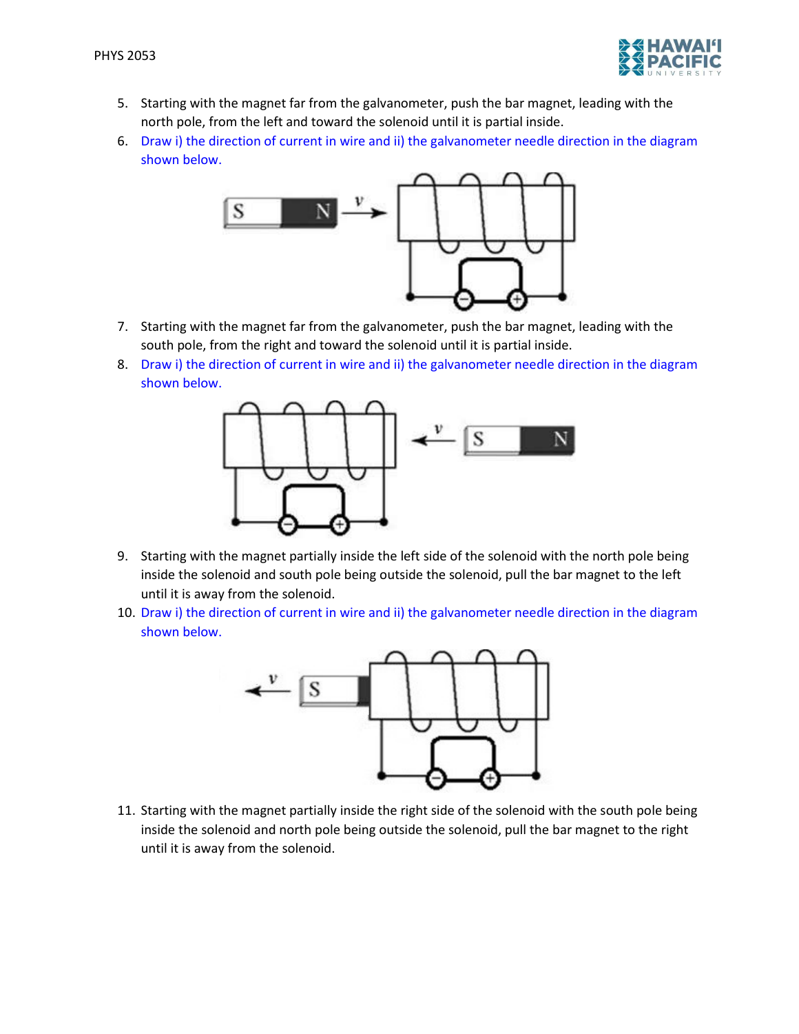5. Starting with the magnet far from the galvanometer, push the bar magnet, leading with the north pole, from the left and toward the solenoid until it is partial inside.
6. Draw i) the direction of current in wire and ii) the galvanometer needle direction in the diagram shown below.

7. Starting with the magnet far from the galvanometer, push the bar magnet, leading with the south pole, from the right and toward the solenoid until it is partial inside.
8. Draw i) the direction of current in wire and ii) the galvanometer needle direction in the diagram shown below.

9. Starting with the magnet partially inside the left side of the solenoid with the north pole being inside the solenoid and south pole being outside the solenoid, pull the bar magnet to the left until it is away from the solenoid.
10. Draw i) the direction of current in wire and ii) the galvanometer needle direction in the diagram shown below.

11. Starting with the magnet partially inside the right side of the solenoid with the south pole being inside the solenoid and north pole being outside the solenoid, pull the bar magnet to the right until it is away from the solenoid.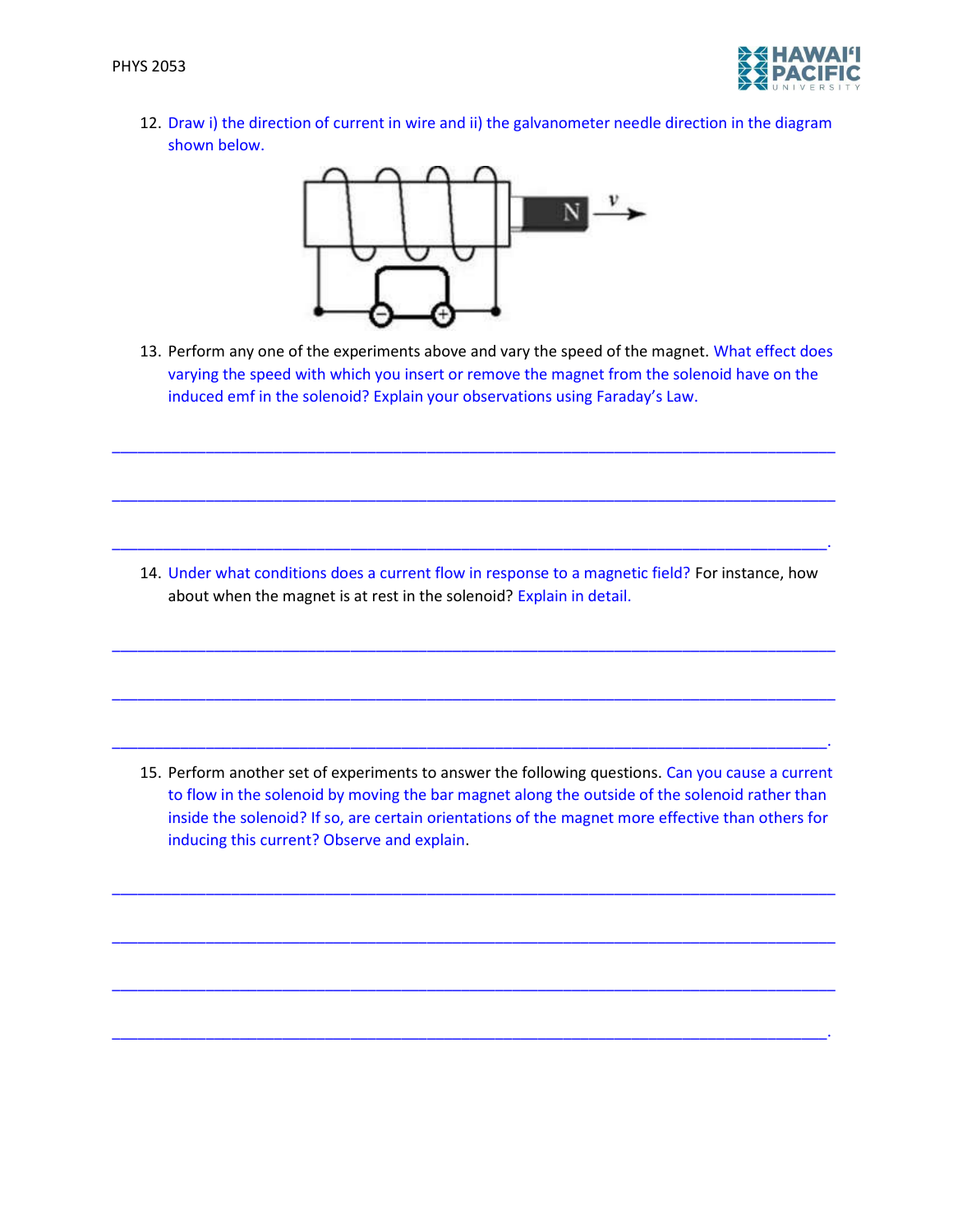12. Draw i) the direction of current in wire and ii) the galvanometer needle direction in the diagram shown below.

13. Perform any one of the experiments above and vary the speed of the magnet. What effect does varying the speed with which you insert or remove the magnet from the solenoid have on the induced emf in the solenoid? Explain your observations using Faraday's Law.

______________________________________________________________________________

______________________________________________________________________________

_____________________________________________________________________________.

14. Under what conditions does a current flow in response to a magnetic field? For instance, how about when the magnet is at rest in the solenoid? Explain in detail.

______________________________________________________________________________

______________________________________________________________________________

_____________________________________________________________________________.

15. Perform another set of experiments to answer the following questions. Can you cause a current to flow in the solenoid by moving the bar magnet along the outside of the solenoid rather than inside the solenoid? If so, are certain orientations of the magnet more effective than others for inducing this current? Observe and explain.

______________________________________________________________________________

______________________________________________________________________________

______________________________________________________________________________

_____________________________________________________________________________.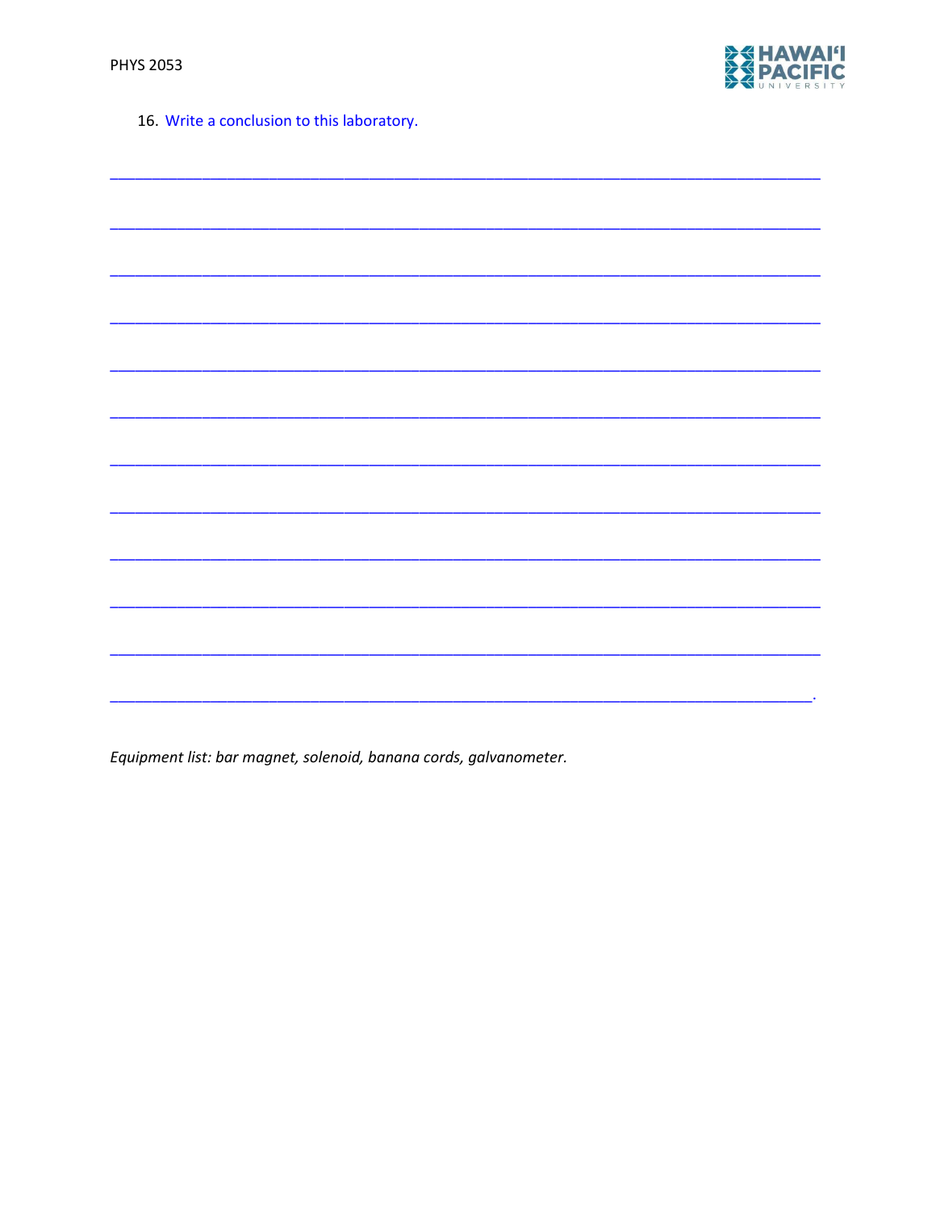16. Write a conclusion to this laboratory.

________________________________________________________________________________

________________________________________________________________________________

________________________________________________________________________________

________________________________________________________________________________

________________________________________________________________________________

________________________________________________________________________________

________________________________________________________________________________

________________________________________________________________________________

________________________________________________________________________________

________________________________________________________________________________

________________________________________________________________________________

_______________________________________________________________________________.

*Equipment list: bar magnet, solenoid, banana cords, galvanometer.*